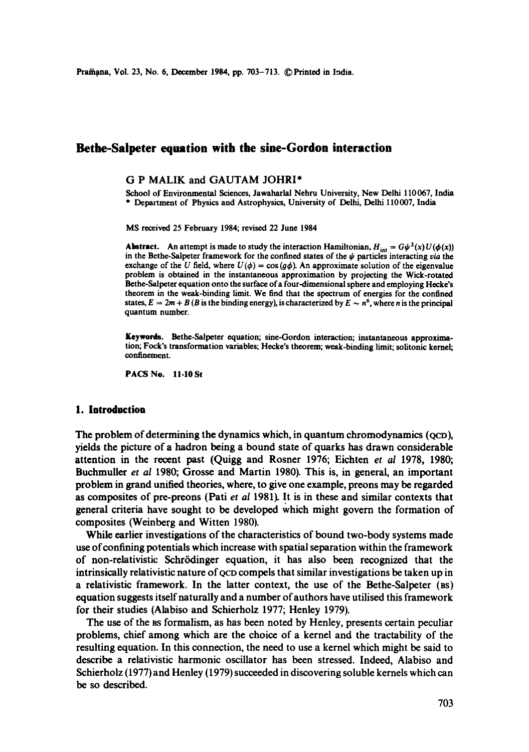# Bethe-Salpeter equation with the sine-Gordon interaction

G P MALIK and GAUTAM JOHRI*

School of Environmental Sciences, Jawaharlal Nehru University, New Delhi 110067, India
* Department of Physics and Astrophysics, University of Delhi, Delhi 110007, India

MS received 25 February 1984; revised 22 June 1984

**Abstract.** An attempt is made to study the interaction Hamiltonian, $H_{\text{int}} = G\psi^2(x)U(\phi(x))$ in the Bethe-Salpeter framework for the confined states of the $\psi$ particles interacting *via* the exchange of the $U$ field, where $U(\phi) = \cos(g\phi)$. An approximate solution of the eigenvalue problem is obtained in the instantaneous approximation by projecting the Wick-rotated Bethe-Salpeter equation onto the surface of a four-dimensional sphere and employing Hecke's theorem in the weak-binding limit. We find that the spectrum of energies for the confined states, $E = 2m + B$ ($B$ is the binding energy), is characterized by $E \sim n^6$, where $n$ is the principal quantum number.

**Keywords.** Bethe-Salpeter equation; sine-Gordon interaction; instantaneous approximation; Fock's transformation variables; Hecke's theorem; weak-binding limit; solitonic kernel; confinement.

**PACS No. 11·10 St**

## 1. Introduction

The problem of determining the dynamics which, in quantum chromodynamics (QCD), yields the picture of a hadron being a bound state of quarks has drawn considerable attention in the recent past (Quigg and Rosner 1976; Eichten *et al* 1978, 1980; Buchmuller *et al* 1980; Grosse and Martin 1980). This is, in general, an important problem in grand unified theories, where, to give one example, preons may be regarded as composites of pre-preons (Pati *et al* 1981). It is in these and similar contexts that general criteria have sought to be developed which might govern the formation of composites (Weinberg and Witten 1980).

While earlier investigations of the characteristics of bound two-body systems made use of confining potentials which increase with spatial separation within the framework of non-relativistic Schrödinger equation, it has also been recognized that the intrinsically relativistic nature of QCD compels that similar investigations be taken up in a relativistic framework. In the latter context, the use of the Bethe-Salpeter (BS) equation suggests itself naturally and a number of authors have utilised this framework for their studies (Alabiso and Schierholz 1977; Henley 1979).

The use of the BS formalism, as has been noted by Henley, presents certain peculiar problems, chief among which are the choice of a kernel and the tractability of the resulting equation. In this connection, the need to use a kernel which might be said to describe a relativistic harmonic oscillator has been stressed. Indeed, Alabiso and Schierholz (1977) and Henley (1979) succeeded in discovering soluble kernels which can be so described.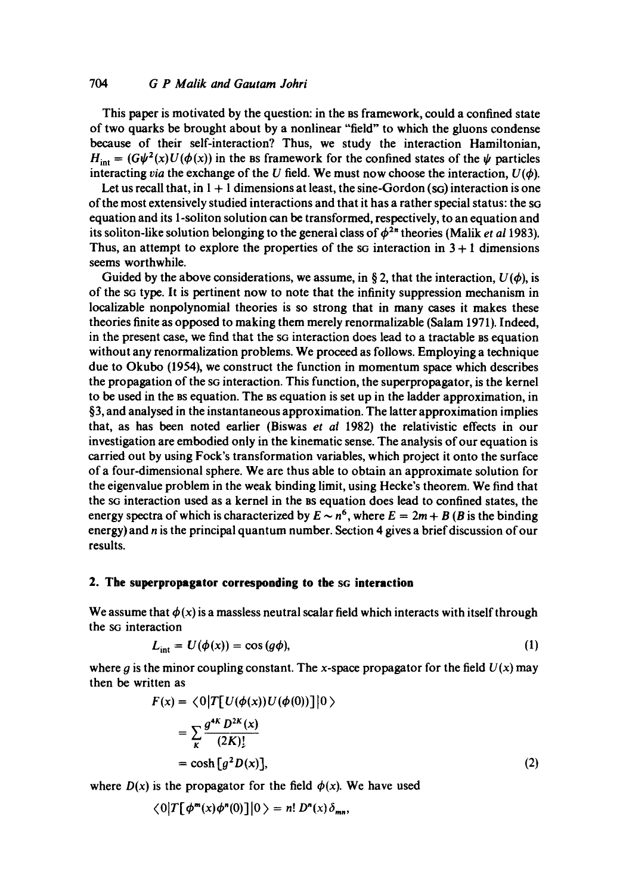This paper is motivated by the question: in the BS framework, could a confined state of two quarks be brought about by a nonlinear "field" to which the gluons condense because of their self-interaction? Thus, we study the interaction Hamiltonian, $H_{\text{int}} = (G\psi^2(x)U(\phi(x))$ in the BS framework for the confined states of the $\psi$ particles interacting *via* the exchange of the $U$ field. We must now choose the interaction, $U(\phi)$.

Let us recall that, in $1+1$ dimensions at least, the sine-Gordon (SG) interaction is one of the most extensively studied interactions and that it has a rather special status: the SG equation and its 1-soliton solution can be transformed, respectively, to an equation and its soliton-like solution belonging to the general class of $\phi^{2n}$ theories (Malik *et al* 1983). Thus, an attempt to explore the properties of the SG interaction in $3+1$ dimensions seems worthwhile.

Guided by the above considerations, we assume, in § 2, that the interaction, $U(\phi)$, is of the SG type. It is pertinent now to note that the infinity suppression mechanism in localizable nonpolynomial theories is so strong that in many cases it makes these theories finite as opposed to making them merely renormalizable (Salam 1971). Indeed, in the present case, we find that the SG interaction does lead to a tractable BS equation without any renormalization problems. We proceed as follows. Employing a technique due to Okubo (1954), we construct the function in momentum space which describes the propagation of the SG interaction. This function, the superpropagator, is the kernel to be used in the BS equation. The BS equation is set up in the ladder approximation, in §3, and analysed in the instantaneous approximation. The latter approximation implies that, as has been noted earlier (Biswas *et al* 1982) the relativistic effects in our investigation are embodied only in the kinematic sense. The analysis of our equation is carried out by using Fock's transformation variables, which project it onto the surface of a four-dimensional sphere. We are thus able to obtain an approximate solution for the eigenvalue problem in the weak binding limit, using Hecke's theorem. We find that the SG interaction used as a kernel in the BS equation does lead to confined states, the energy spectra of which is characterized by $E \sim n^6$, where $E = 2m + B$ ($B$ is the binding energy) and $n$ is the principal quantum number. Section 4 gives a brief discussion of our results.

## 2. The superpropagator corresponding to the SG interaction

We assume that $\phi(x)$ is a massless neutral scalar field which interacts with itself through the SG interaction

$$L_{\text{int}} = U(\phi(x)) = \cos(g\phi), \tag{1}$$

where $g$ is the minor coupling constant. The $x$-space propagator for the field $U(x)$ may then be written as

$$\begin{aligned} F(x) &= \langle 0|T[U(\phi(x))U(\phi(0))]|0\rangle \\ &= \sum_K \frac{g^{4K} D^{2K}(x)}{(2K)!} \\ &= \cosh[g^2 D(x)], \end{aligned} \tag{2}$$

where $D(x)$ is the propagator for the field $\phi(x)$. We have used

$$\langle 0|T[\phi^m(x)\phi^n(0)]|0\rangle = n!\, D^n(x)\,\delta_{mn},$$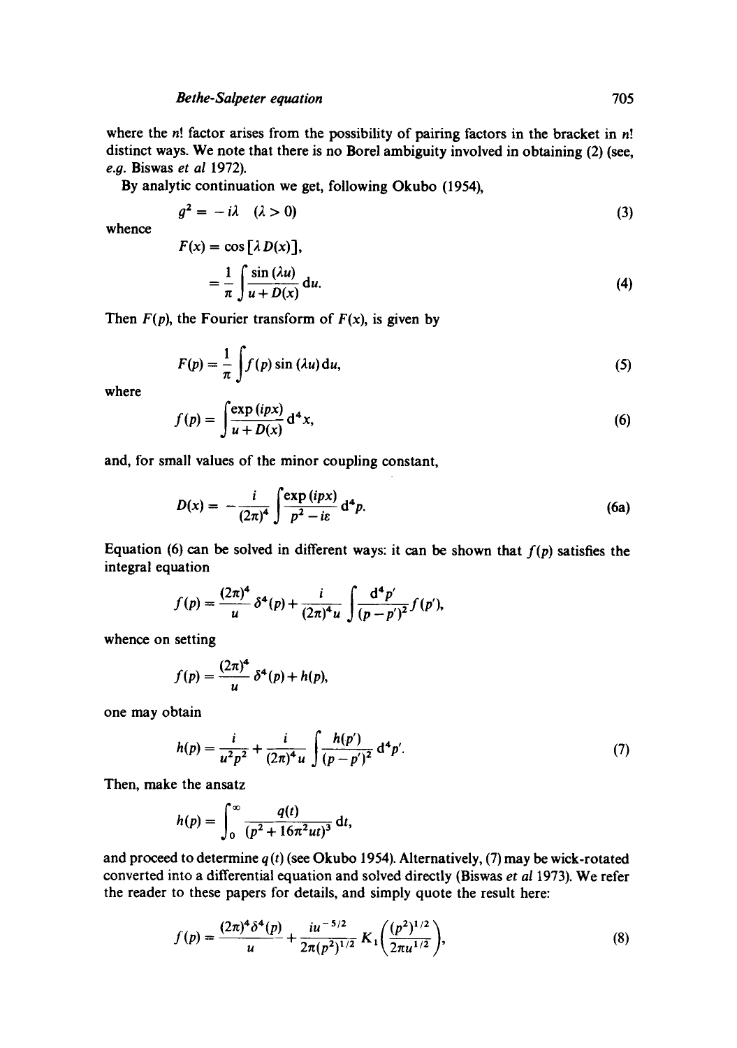where the $n!$ factor arises from the possibility of pairing factors in the bracket in $n!$ distinct ways. We note that there is no Borel ambiguity involved in obtaining (2) (see, e.g. Biswas *et al* 1972).

By analytic continuation we get, following Okubo (1954),

$$g^2 = -i\lambda \quad (\lambda > 0) \tag{3}$$

whence

$$F(x) = \cos[\lambda D(x)],$$

$$= \frac{1}{\pi}\int \frac{\sin(\lambda u)}{u + D(x)} \mathrm{d}u. \tag{4}$$

Then $F(p)$, the Fourier transform of $F(x)$, is given by

$$F(p) = \frac{1}{\pi}\int f(p)\sin(\lambda u)\,\mathrm{d}u, \tag{5}$$

where

$$f(p) = \int \frac{\exp(ipx)}{u + D(x)} \mathrm{d}^4 x, \tag{6}$$

and, for small values of the minor coupling constant,

$$D(x) = -\frac{i}{(2\pi)^4}\int \frac{\exp(ipx)}{p^2 - i\varepsilon} \mathrm{d}^4 p. \tag{6a}$$

Equation (6) can be solved in different ways: it can be shown that $f(p)$ satisfies the integral equation

$$f(p) = \frac{(2\pi)^4}{u}\delta^4(p) + \frac{i}{(2\pi)^4 u}\int \frac{\mathrm{d}^4 p'}{(p-p')^2} f(p'),$$

whence on setting

$$f(p) = \frac{(2\pi)^4}{u}\delta^4(p) + h(p),$$

one may obtain

$$h(p) = \frac{i}{u^2 p^2} + \frac{i}{(2\pi)^4 u}\int \frac{h(p')}{(p-p')^2}\mathrm{d}^4 p'. \tag{7}$$

Then, make the ansatz

$$h(p) = \int_0^\infty \frac{q(t)}{(p^2 + 16\pi^2 ut)^3}\mathrm{d}t,$$

and proceed to determine $q(t)$ (see Okubo 1954). Alternatively, (7) may be wick-rotated converted into a differential equation and solved directly (Biswas *et al* 1973). We refer the reader to these papers for details, and simply quote the result here:

$$f(p) = \frac{(2\pi)^4 \delta^4(p)}{u} + \frac{iu^{-5/2}}{2\pi(p^2)^{1/2}} K_1\left(\frac{(p^2)^{1/2}}{2\pi u^{1/2}}\right), \tag{8}$$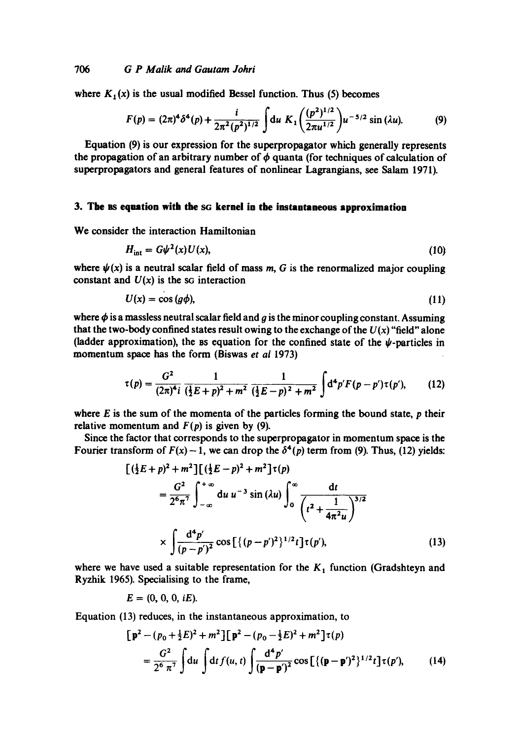where $K_1(x)$ is the usual modified Bessel function. Thus (5) becomes

$$F(p) = (2\pi)^4\delta^4(p) + \frac{i}{2\pi^2(p^2)^{1/2}}\int du\, K_1\left(\frac{(p^2)^{1/2}}{2\pi u^{1/2}}\right)u^{-5/2}\sin(\lambda u). \tag{9}$$

Equation (9) is our expression for the superpropagator which generally represents the propagation of an arbitrary number of $\phi$ quanta (for techniques of calculation of superpropagators and general features of nonlinear Lagrangians, see Salam 1971).

## 3. The BS equation with the SG kernel in the instantaneous approximation

We consider the interaction Hamiltonian

$$H_{\text{int}} = G\psi^2(x)U(x), \tag{10}$$

where $\psi(x)$ is a neutral scalar field of mass $m$, $G$ is the renormalized major coupling constant and $U(x)$ is the SG interaction

$$U(x) = \cos(g\phi), \tag{11}$$

where $\phi$ is a massless neutral scalar field and $g$ is the minor coupling constant. Assuming that the two-body confined states result owing to the exchange of the $U(x)$ "field" alone (ladder approximation), the BS equation for the confined state of the $\psi$-particles in momentum space has the form (Biswas *et al* 1973)

$$\tau(p) = \frac{G^2}{(2\pi)^4 i}\frac{1}{(\frac{1}{2}E+p)^2+m^2}\frac{1}{(\frac{1}{2}E-p)^2+m^2}\int d^4p'\, F(p-p')\tau(p'), \tag{12}$$

where $E$ is the sum of the momenta of the particles forming the bound state, $p$ their relative momentum and $F(p)$ is given by (9).

Since the factor that corresponds to the superpropagator in momentum space is the Fourier transform of $F(x)-1$, we can drop the $\delta^4(p)$ term from (9). Thus, (12) yields:

$$\begin{aligned}
&[(\tfrac{1}{2}E+p)^2+m^2][(\tfrac{1}{2}E-p)^2+m^2]\tau(p) \\
&= \frac{G^2}{2^6\pi^7}\int_{-\infty}^{+\infty} du\, u^{-3}\sin(\lambda u)\int_0^{\infty}\frac{dt}{\left(t^2+\dfrac{1}{4\pi^2 u}\right)^{3/2}} \\
&\quad\times\int\frac{d^4p'}{(p-p')^2}\cos[\{(p-p')^2\}^{1/2}t]\tau(p'),
\end{aligned} \tag{13}$$

where we have used a suitable representation for the $K_1$ function (Gradshteyn and Ryzhik 1965). Specialising to the frame,

$$E = (0, 0, 0, iE).$$

Equation (13) reduces, in the instantaneous approximation, to

$$\begin{aligned}
&[\mathbf{p}^2-(p_0+\tfrac{1}{2}E)^2+m^2][\mathbf{p}^2-(p_0-\tfrac{1}{2}E)^2+m^2]\tau(p) \\
&= \frac{G^2}{2^6\pi^7}\int du\int dt\, f(u,t)\int\frac{d^4p'}{(\mathbf{p}-\mathbf{p}')^2}\cos[\{(\mathbf{p}-\mathbf{p}')^2\}^{1/2}t]\tau(p'),
\end{aligned} \tag{14}$$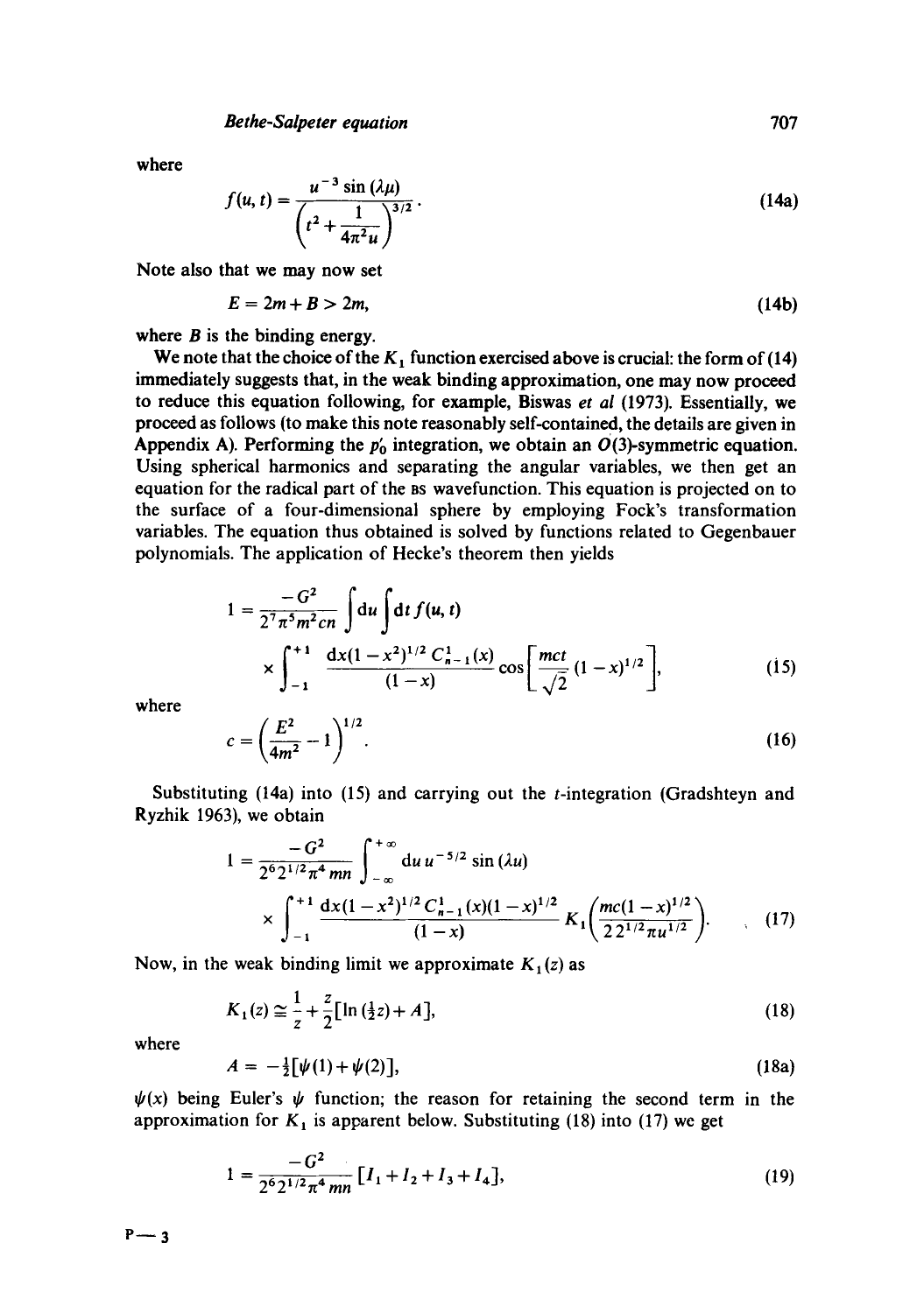where

$$f(u,t) = \frac{u^{-3}\sin(\lambda\mu)}{\left(t^2 + \dfrac{1}{4\pi^2 u}\right)^{3/2}}. \tag{14a}$$

Note also that we may now set

$$E = 2m + B > 2m, \tag{14b}$$

where $B$ is the binding energy.

We note that the choice of the $K_1$ function exercised above is crucial: the form of (14) immediately suggests that, in the weak binding approximation, one may now proceed to reduce this equation following, for example, Biswas *et al* (1973). Essentially, we proceed as follows (to make this note reasonably self-contained, the details are given in Appendix A). Performing the $p_0'$ integration, we obtain an $O(3)$-symmetric equation. Using spherical harmonics and separating the angular variables, we then get an equation for the radical part of the BS wavefunction. This equation is projected on to the surface of a four-dimensional sphere by employing Fock's transformation variables. The equation thus obtained is solved by functions related to Gegenbauer polynomials. The application of Hecke's theorem then yields

$$1 = \frac{-G^2}{2^7\pi^5 m^2 cn}\int \mathrm{d}u \int \mathrm{d}t\, f(u,t) \times \int_{-1}^{+1} \frac{\mathrm{d}x(1-x^2)^{1/2} C_{n-1}^1(x)}{(1-x)} \cos\left[\frac{mct}{\sqrt{2}}(1-x)^{1/2}\right], \tag{15}$$

where

$$c = \left(\frac{E^2}{4m^2} - 1\right)^{1/2}. \tag{16}$$

Substituting (14a) into (15) and carrying out the $t$-integration (Gradshteyn and Ryzhik 1963), we obtain

$$1 = \frac{-G^2}{2^6 2^{1/2}\pi^4 mn}\int_{-\infty}^{+\infty} \mathrm{d}u\, u^{-5/2}\sin(\lambda u) \times \int_{-1}^{+1} \frac{\mathrm{d}x(1-x^2)^{1/2} C_{n-1}^1(x)(1-x)^{1/2}}{(1-x)} K_1\left(\frac{mc(1-x)^{1/2}}{2\, 2^{1/2}\pi u^{1/2}}\right). \tag{17}$$

Now, in the weak binding limit we approximate $K_1(z)$ as

$$K_1(z) \cong \frac{1}{z} + \frac{z}{2}[\ln(\tfrac{1}{2}z) + A], \tag{18}$$

where

$$A = -\tfrac{1}{2}[\psi(1) + \psi(2)], \tag{18a}$$

$\psi(x)$ being Euler's $\psi$ function; the reason for retaining the second term in the approximation for $K_1$ is apparent below. Substituting (18) into (17) we get

$$1 = \frac{-G^2}{2^6 2^{1/2}\pi^4 mn}[I_1 + I_2 + I_3 + I_4], \tag{19}$$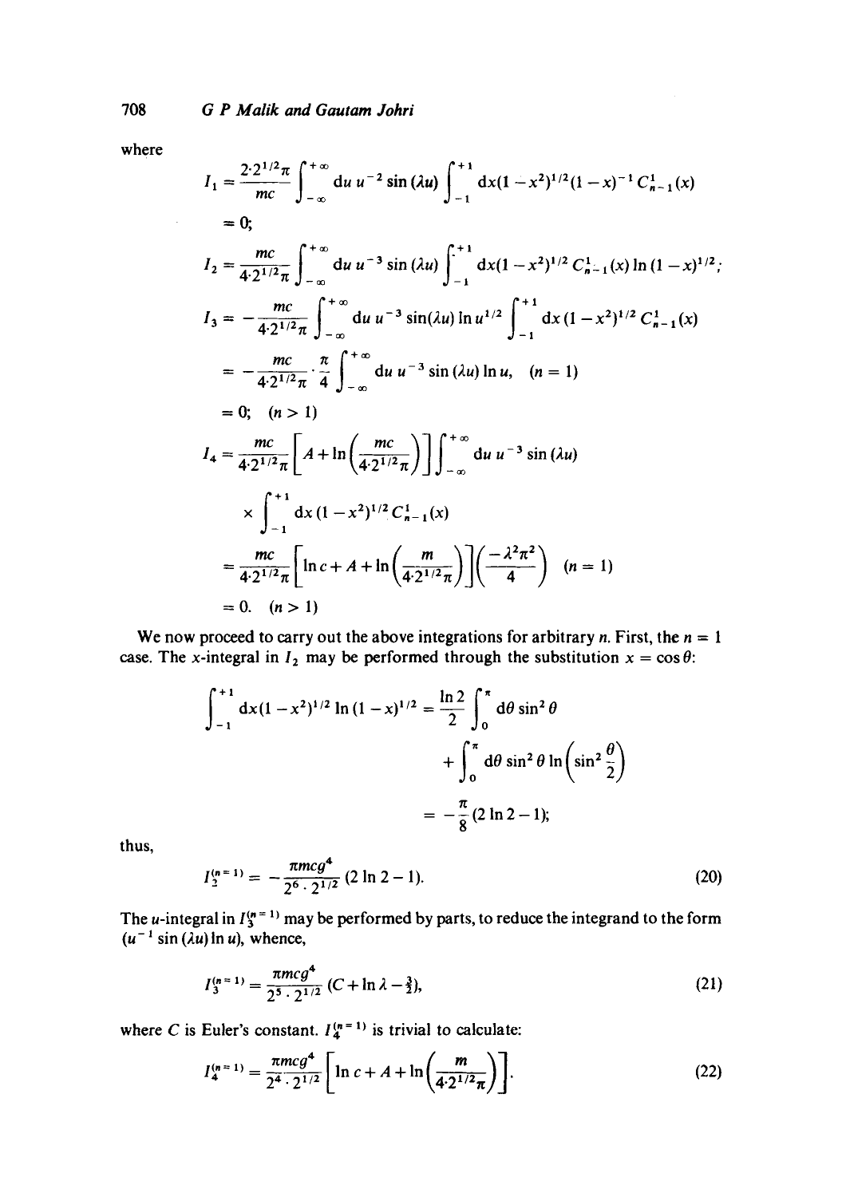where

$$I_1 = \frac{2 \cdot 2^{1/2}\pi}{mc} \int_{-\infty}^{+\infty} \mathrm{d}u\, u^{-2} \sin(\lambda u) \int_{-1}^{+1} \mathrm{d}x (1-x^2)^{1/2} (1-x)^{-1} C^1_{n-1}(x)$$

$$= 0;$$

$$I_2 = \frac{mc}{4 \cdot 2^{1/2}\pi} \int_{-\infty}^{+\infty} \mathrm{d}u\, u^{-3} \sin(\lambda u) \int_{-1}^{+1} \mathrm{d}x (1-x^2)^{1/2} C^1_{n-1}(x) \ln(1-x)^{1/2};$$

$$I_3 = -\frac{mc}{4 \cdot 2^{1/2}\pi} \int_{-\infty}^{+\infty} \mathrm{d}u\, u^{-3} \sin(\lambda u) \ln u^{1/2} \int_{-1}^{+1} \mathrm{d}x (1-x^2)^{1/2} C^1_{n-1}(x)$$

$$= -\frac{mc}{4 \cdot 2^{1/2}\pi} \cdot \frac{\pi}{4} \int_{-\infty}^{+\infty} \mathrm{d}u\, u^{-3} \sin(\lambda u) \ln u, \quad (n = 1)$$

$$= 0; \quad (n > 1)$$

$$I_4 = \frac{mc}{4 \cdot 2^{1/2}\pi} \left[ A + \ln\left( \frac{mc}{4 \cdot 2^{1/2}\pi} \right) \right] \int_{-\infty}^{+\infty} \mathrm{d}u\, u^{-3} \sin(\lambda u)$$

$$\times \int_{-1}^{+1} \mathrm{d}x (1-x^2)^{1/2} C^1_{n-1}(x)$$

$$= \frac{mc}{4 \cdot 2^{1/2}\pi} \left[ \ln c + A + \ln\left( \frac{m}{4 \cdot 2^{1/2}\pi} \right) \right] \left( \frac{-\lambda^2 \pi^2}{4} \right) \quad (n = 1)$$

$$= 0. \quad (n > 1)$$

We now proceed to carry out the above integrations for arbitrary $n$. First, the $n = 1$ case. The $x$-integral in $I_2$ may be performed through the substitution $x = \cos\theta$:

$$\int_{-1}^{+1} \mathrm{d}x (1-x^2)^{1/2} \ln(1-x)^{1/2} = \frac{\ln 2}{2} \int_0^\pi \mathrm{d}\theta \sin^2\theta + \int_0^\pi \mathrm{d}\theta \sin^2\theta \ln\left(\sin^2\frac{\theta}{2}\right)$$

$$= -\frac{\pi}{8}(2\ln 2 - 1);$$

thus,

$$I_2^{(n=1)} = -\frac{\pi mcg^4}{2^6 \cdot 2^{1/2}}(2\ln 2 - 1). \tag{20}$$

The $u$-integral in $I_3^{(n=1)}$ may be performed by parts, to reduce the integrand to the form $(u^{-1}\sin(\lambda u)\ln u)$, whence,

$$I_3^{(n=1)} = \frac{\pi mcg^4}{2^5 \cdot 2^{1/2}}(C + \ln\lambda - \tfrac{3}{2}), \tag{21}$$

where $C$ is Euler's constant. $I_4^{(n=1)}$ is trivial to calculate:

$$I_4^{(n=1)} = \frac{\pi mcg^4}{2^4 \cdot 2^{1/2}}\left[ \ln c + A + \ln\left( \frac{m}{4 \cdot 2^{1/2}\pi} \right) \right]. \tag{22}$$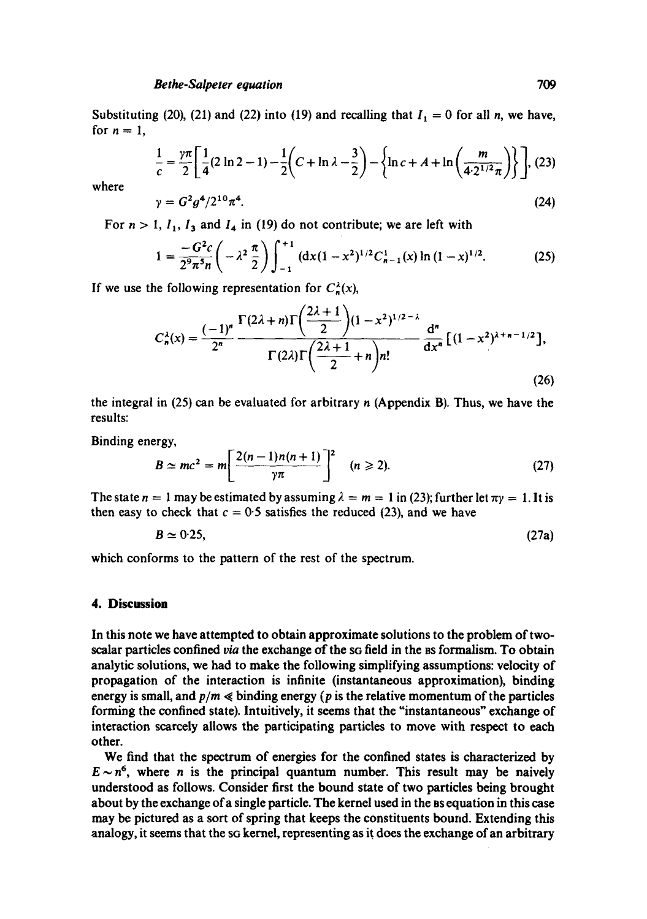Substituting (20), (21) and (22) into (19) and recalling that $I_1 = 0$ for all $n$, we have, for $n = 1$,

$$\frac{1}{c} = \frac{\gamma\pi}{2}\left[\frac{1}{4}(2\ln 2 - 1) - \frac{1}{2}\left(C + \ln\lambda - \frac{3}{2}\right) - \left\{\ln c + A + \ln\left(\frac{m}{4\cdot 2^{1/2}\pi}\right)\right\}\right], \tag{23}$$

where

$$\gamma = G^2 g^4/2^{10}\pi^4. \tag{24}$$

For $n > 1$, $I_1$, $I_3$ and $I_4$ in (19) do not contribute; we are left with

$$1 = \frac{-G^2 c}{2^9 \pi^5 n}\left(-\lambda^2 \frac{\pi}{2}\right)\int_{-1}^{+1} (\mathrm{d}x(1-x^2)^{1/2} C_{n-1}^{1}(x)\ln(1-x)^{1/2}. \tag{25}$$

If we use the following representation for $C_n^{\lambda}(x)$,

$$C_n^{\lambda}(x) = \frac{(-1)^n}{2^n}\frac{\Gamma(2\lambda + n)\Gamma\left(\frac{2\lambda+1}{2}\right)(1-x^2)^{1/2-\lambda}}{\Gamma(2\lambda)\Gamma\left(\frac{2\lambda+1}{2}+n\right)n!}\frac{\mathrm{d}^n}{\mathrm{d}x^n}\left[(1-x^2)^{\lambda+n-1/2}\right], \tag{26}$$

the integral in (25) can be evaluated for arbitrary $n$ (Appendix B). Thus, we have the results:

Binding energy,

$$B \simeq mc^2 = m\left[\frac{2(n-1)n(n+1)}{\gamma\pi}\right]^2 \quad (n \geqslant 2). \tag{27}$$

The state $n = 1$ may be estimated by assuming $\lambda = m = 1$ in (23); further let $\pi\gamma = 1$. It is then easy to check that $c = 0{\cdot}5$ satisfies the reduced (23), and we have

$$B \simeq 0{\cdot}25, \tag{27a}$$

which conforms to the pattern of the rest of the spectrum.

## 4. Discussion

In this note we have attempted to obtain approximate solutions to the problem of two-scalar particles confined *via* the exchange of the SG field in the BS formalism. To obtain analytic solutions, we had to make the following simplifying assumptions: velocity of propagation of the interaction is infinite (instantaneous approximation), binding energy is small, and $p/m \ll$ binding energy ($p$ is the relative momentum of the particles forming the confined state). Intuitively, it seems that the "instantaneous" exchange of interaction scarcely allows the participating particles to move with respect to each other.

We find that the spectrum of energies for the confined states is characterized by $E \sim n^6$, where $n$ is the principal quantum number. This result may be naively understood as follows. Consider first the bound state of two particles being brought about by the exchange of a single particle. The kernel used in the BS equation in this case may be pictured as a sort of spring that keeps the constituents bound. Extending this analogy, it seems that the SG kernel, representing as it does the exchange of an arbitrary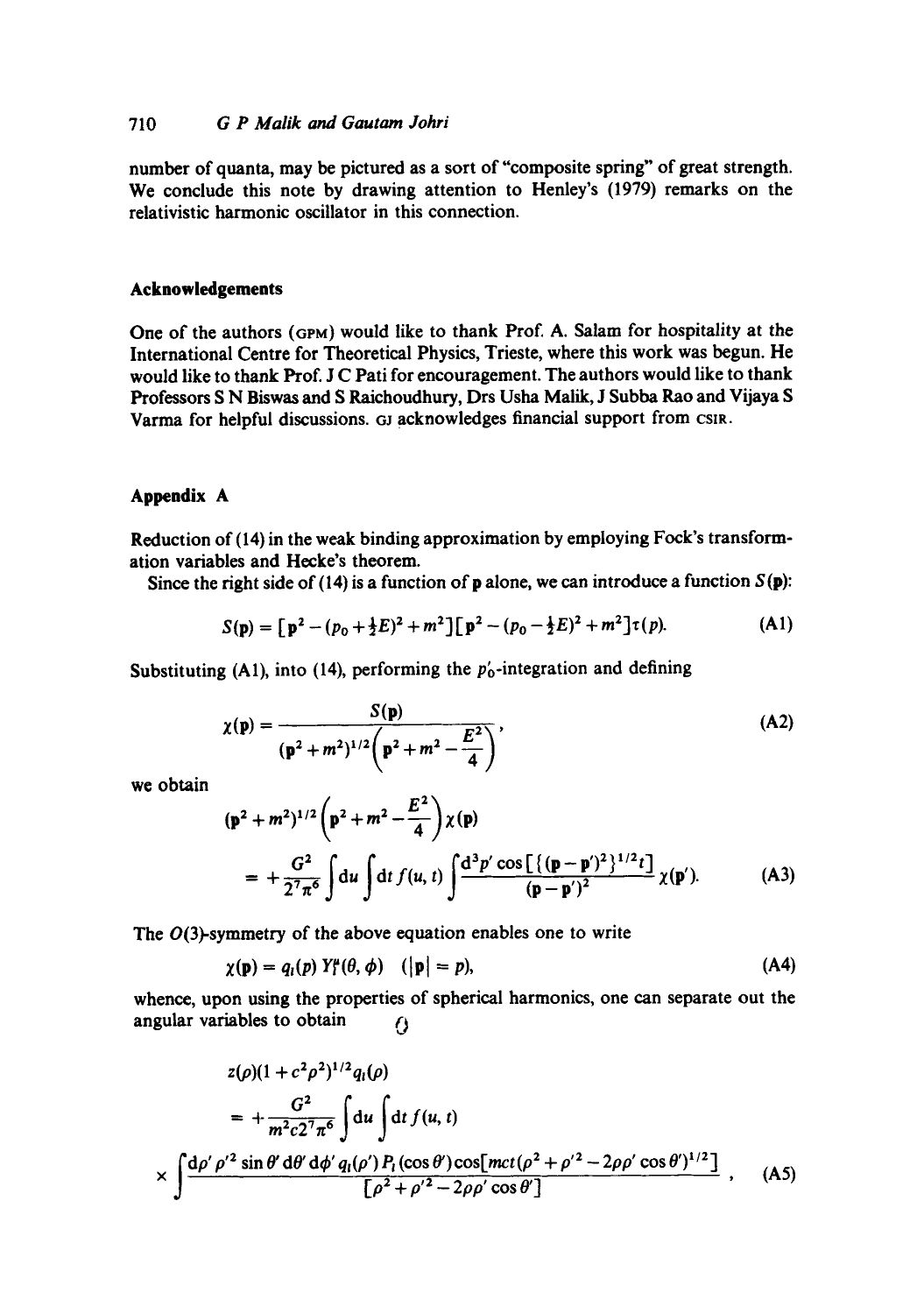number of quanta, may be pictured as a sort of "composite spring" of great strength. We conclude this note by drawing attention to Henley's (1979) remarks on the relativistic harmonic oscillator in this connection.

## Acknowledgements

One of the authors (GPM) would like to thank Prof. A. Salam for hospitality at the International Centre for Theoretical Physics, Trieste, where this work was begun. He would like to thank Prof. J C Pati for encouragement. The authors would like to thank Professors S N Biswas and S Raichoudhury, Drs Usha Malik, J Subba Rao and Vijaya S Varma for helpful discussions. GJ acknowledges financial support from CSIR.

## Appendix A

Reduction of (14) in the weak binding approximation by employing Fock's transformation variables and Hecke's theorem.

Since the right side of (14) is a function of $\mathbf{p}$ alone, we can introduce a function $S(\mathbf{p})$:

$$S(\mathbf{p}) = [\mathbf{p}^2 - (p_0 + \tfrac{1}{2}E)^2 + m^2][\mathbf{p}^2 - (p_0 - \tfrac{1}{2}E)^2 + m^2]\tau(p). \tag{A1}$$

Substituting (A1), into (14), performing the $p_0'$-integration and defining

$$\chi(\mathbf{p}) = \frac{S(\mathbf{p})}{(\mathbf{p}^2 + m^2)^{1/2}\left(\mathbf{p}^2 + m^2 - \dfrac{E^2}{4}\right)}, \tag{A2}$$

we obtain

$$(\mathbf{p}^2 + m^2)^{1/2}\left(\mathbf{p}^2 + m^2 - \frac{E^2}{4}\right)\chi(\mathbf{p}) = +\frac{G^2}{2^7\pi^6}\int \mathrm{d}u \int \mathrm{d}t\, f(u,t) \int \frac{\mathrm{d}^3p' \cos[\{(\mathbf{p}-\mathbf{p}')^2\}^{1/2}t]}{(\mathbf{p}-\mathbf{p}')^2}\chi(\mathbf{p}'). \tag{A3}$$

The $O(3)$-symmetry of the above equation enables one to write

$$\chi(\mathbf{p}) = q_l(p)\, Y_l^\mu(\theta, \phi) \quad (|\mathbf{p}| = p), \tag{A4}$$

whence, upon using the properties of spherical harmonics, one can separate out the angular variables to obtain

$$z(\rho)(1 + c^2\rho^2)^{1/2} q_l(\rho) = +\frac{G^2}{m^2 c 2^7 \pi^6}\int \mathrm{d}u \int \mathrm{d}t\, f(u,t)$$

$$\times \int \frac{\mathrm{d}\rho'\, \rho'^2 \sin\theta'\, \mathrm{d}\theta'\, \mathrm{d}\phi'\, q_l(\rho')\, P_l(\cos\theta') \cos[mct(\rho^2 + \rho'^2 - 2\rho\rho'\cos\theta')^{1/2}]}{[\rho^2 + \rho'^2 - 2\rho\rho'\cos\theta']}, \tag{A5}$$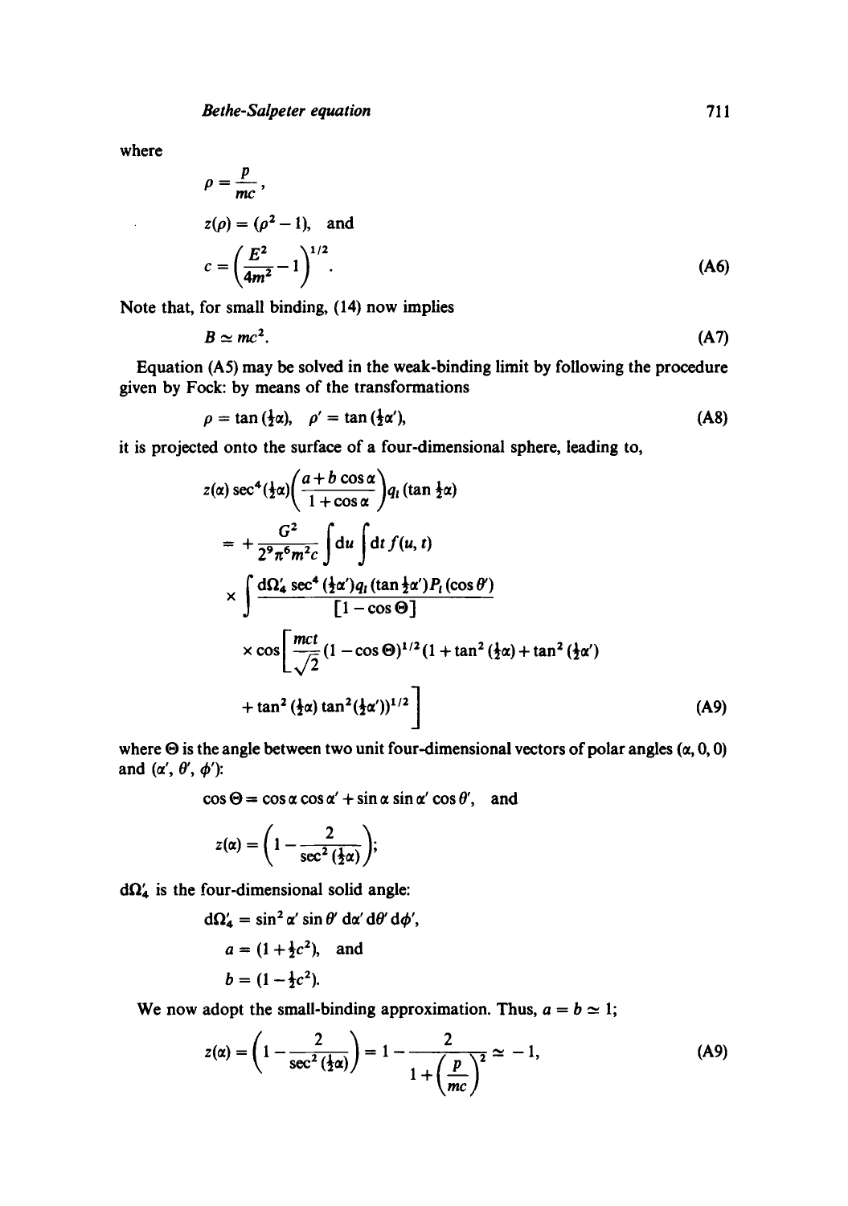where

$$\rho = \frac{p}{mc},$$

$$z(\rho) = (\rho^2 - 1), \quad \text{and}$$

$$c = \left(\frac{E^2}{4m^2} - 1\right)^{1/2}. \tag{A6}$$

Note that, for small binding, (14) now implies

$$B \simeq mc^2. \tag{A7}$$

Equation (A5) may be solved in the weak-binding limit by following the procedure given by Fock: by means of the transformations

$$\rho = \tan(\tfrac{1}{2}\alpha), \quad \rho' = \tan(\tfrac{1}{2}\alpha'), \tag{A8}$$

it is projected onto the surface of a four-dimensional sphere, leading to,

$$\begin{aligned}
&z(\alpha)\sec^4(\tfrac{1}{2}\alpha)\left(\frac{a + b\cos\alpha}{1+\cos\alpha}\right) q_l(\tan\tfrac{1}{2}\alpha) \\
&= +\frac{G^2}{2^9 \pi^6 m^2 c}\int du \int dt\, f(u,t) \\
&\times \int \frac{d\Omega_4' \sec^4(\tfrac{1}{2}\alpha') q_l(\tan\tfrac{1}{2}\alpha') P_l(\cos\theta')}{[1-\cos\Theta]} \\
&\times \cos\left[\frac{mct}{\sqrt{2}}(1-\cos\Theta)^{1/2}(1+\tan^2(\tfrac{1}{2}\alpha)+\tan^2(\tfrac{1}{2}\alpha') \right. \\
&\left. + \tan^2(\tfrac{1}{2}\alpha)\tan^2(\tfrac{1}{2}\alpha'))^{1/2}\right]
\end{aligned} \tag{A9}$$

where $\Theta$ is the angle between two unit four-dimensional vectors of polar angles $(\alpha, 0, 0)$ and $(\alpha', \theta', \phi')$:

$$\cos\Theta = \cos\alpha\cos\alpha' + \sin\alpha\sin\alpha'\cos\theta', \quad \text{and}$$

$$z(\alpha) = \left(1 - \frac{2}{\sec^2(\tfrac{1}{2}\alpha)}\right);$$

$d\Omega_4'$ is the four-dimensional solid angle:

$$d\Omega_4' = \sin^2\alpha' \sin\theta'\, d\alpha'\, d\theta'\, d\phi',$$

$$a = (1 + \tfrac{1}{2}c^2), \quad \text{and}$$

$$b = (1 - \tfrac{1}{2}c^2).$$

We now adopt the small-binding approximation. Thus, $a = b \simeq 1$;

$$z(\alpha) = \left(1 - \frac{2}{\sec^2(\tfrac{1}{2}\alpha)}\right) = 1 - \frac{2}{1+\left(\dfrac{p}{mc}\right)^2} \simeq -1, \tag{A9}$$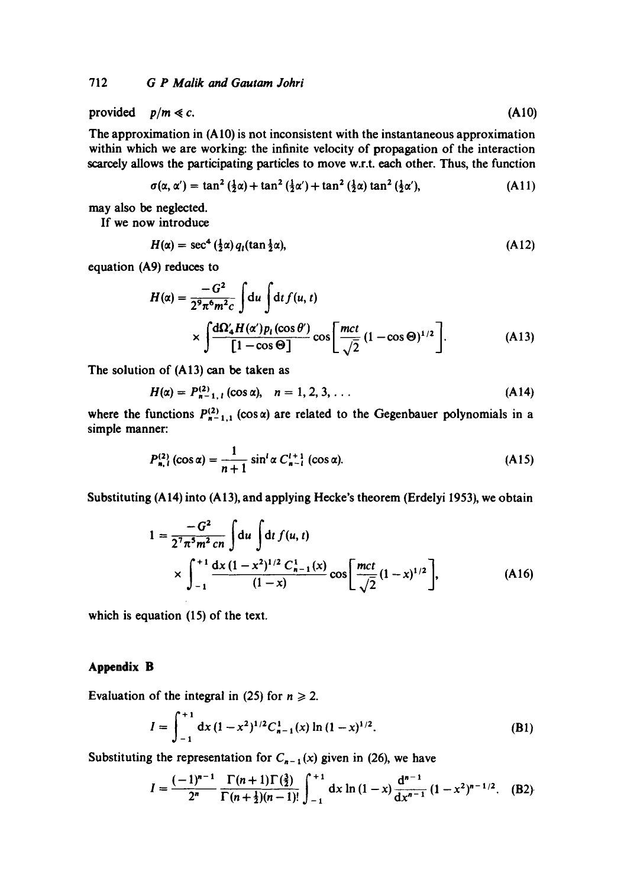provided $p/m \ll c$. (A10)

The approximation in (A10) is not inconsistent with the instantaneous approximation within which we are working: the infinite velocity of propagation of the interaction scarcely allows the participating particles to move w.r.t. each other. Thus, the function

$$\sigma(\alpha, \alpha') = \tan^2(\tfrac{1}{2}\alpha) + \tan^2(\tfrac{1}{2}\alpha') + \tan^2(\tfrac{1}{2}\alpha)\tan^2(\tfrac{1}{2}\alpha'), \tag{A11}$$

may also be neglected.

If we now introduce

$$H(\alpha) = \sec^4(\tfrac{1}{2}\alpha)\, q_l(\tan\tfrac{1}{2}\alpha), \tag{A12}$$

equation (A9) reduces to

$$H(\alpha) = \frac{-G^2}{2^9\pi^6 m^2 c}\int du \int dt\, f(u,t) \times \int \frac{d\Omega'_4 H(\alpha') p_l(\cos\theta')}{[1-\cos\Theta]} \cos\left[\frac{mct}{\sqrt{2}}(1-\cos\Theta)^{1/2}\right]. \tag{A13}$$

The solution of (A13) can be taken as

$$H(\alpha) = P^{(2)}_{n-1,l}(\cos\alpha), \quad n = 1, 2, 3, \ldots \tag{A14}$$

where the functions $P^{(2)}_{n-1,1}(\cos\alpha)$ are related to the Gegenbauer polynomials in a simple manner:

$$P^{(2)}_{n,l}(\cos\alpha) = \frac{1}{n+1}\sin^l\alpha\, C^{l+1}_{n-l}(\cos\alpha). \tag{A15}$$

Substituting (A14) into (A13), and applying Hecke's theorem (Erdelyi 1953), we obtain

$$1 = \frac{-G^2}{2^7\pi^5 m^2 cn}\int du \int dt\, f(u,t) \times \int_{-1}^{+1} \frac{dx\,(1-x^2)^{1/2} C^1_{n-1}(x)}{(1-x)} \cos\left[\frac{mct}{\sqrt{2}}(1-x)^{1/2}\right], \tag{A16}$$

which is equation (15) of the text.

## Appendix B

Evaluation of the integral in (25) for $n \geqslant 2$.

$$I = \int_{-1}^{+1} dx\,(1-x^2)^{1/2} C^1_{n-1}(x)\ln(1-x)^{1/2}. \tag{B1}$$

Substituting the representation for $C_{n-1}(x)$ given in (26), we have

$$I = \frac{(-1)^{n-1}}{2^n}\frac{\Gamma(n+1)\Gamma(\frac{3}{2})}{\Gamma(n+\frac{1}{2})(n-1)!}\int_{-1}^{+1} dx\,\ln(1-x)\frac{d^{n-1}}{dx^{n-1}}(1-x^2)^{n-1/2}. \tag{B2}$$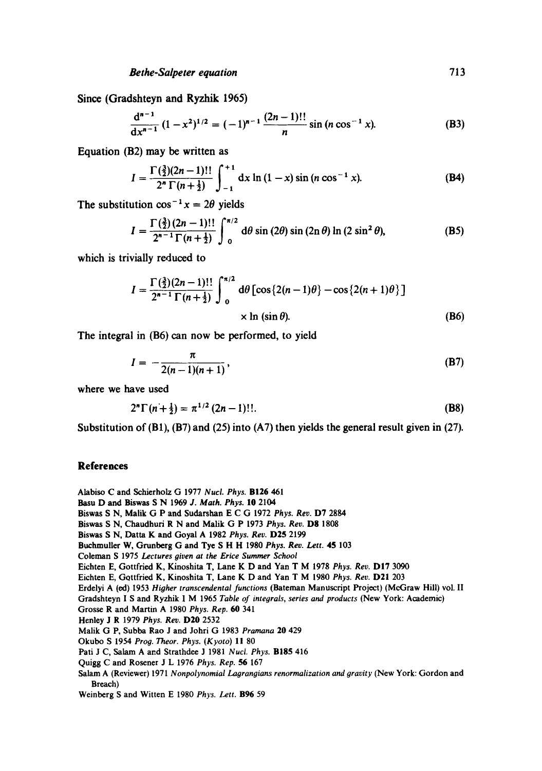Since (Gradshteyn and Ryzhik 1965)

$$\frac{d^{n-1}}{dx^{n-1}}(1-x^2)^{1/2} = (-1)^{n-1}\frac{(2n-1)!!}{n}\sin(n\cos^{-1}x). \tag{B3}$$

Equation (B2) may be written as

$$I = \frac{\Gamma(\frac{3}{2})(2n-1)!!}{2^n\,\Gamma(n+\frac{1}{2})}\int_{-1}^{+1} dx\,\ln(1-x)\sin(n\cos^{-1}x). \tag{B4}$$

The substitution $\cos^{-1}x = 2\theta$ yields

$$I = \frac{\Gamma(\frac{3}{2})(2n-1)!!}{2^{n-1}\Gamma(n+\frac{1}{2})}\int_0^{\pi/2} d\theta\,\sin(2\theta)\sin(2n\,\theta)\ln(2\sin^2\theta), \tag{B5}$$

which is trivially reduced to

$$I = \frac{\Gamma(\frac{3}{2})(2n-1)!!}{2^{n-1}\Gamma(n+\frac{1}{2})}\int_0^{\pi/2} d\theta\,[\cos\{2(n-1)\theta\} - \cos\{2(n+1)\theta\}] \times \ln(\sin\theta). \tag{B6}$$

The integral in (B6) can now be performed, to yield

$$I = -\frac{\pi}{2(n-1)(n+1)}, \tag{B7}$$

where we have used

$$2^n\Gamma(n+\tfrac{1}{2}) = \pi^{1/2}(2n-1)!!. \tag{B8}$$

Substitution of (B1), (B7) and (25) into (A7) then yields the general result given in (27).

## References

Alabiso C and Schierholz G 1977 *Nucl. Phys.* **B126** 461

Basu D and Biswas S N 1969 *J. Math. Phys.* **10** 2104

Biswas S N, Malik G P and Sudarshan E C G 1972 *Phys. Rev.* **D7** 2884

Biswas S N, Chaudhuri R N and Malik G P 1973 *Phys. Rev.* **D8** 1808

Biswas S N, Datta K and Goyal A 1982 *Phys. Rev.* **D25** 2199

Buchmuller W, Grunberg G and Tye S H H 1980 *Phys. Rev. Lett.* **45** 103

Coleman S 1975 *Lectures given at the Erice Summer School*

Eichten E, Gottfried K, Kinoshita T, Lane K D and Yan T M 1978 *Phys. Rev.* **D17** 3090

Eichten E, Gottfried K, Kinoshita T, Lane K D and Yan T M 1980 *Phys. Rev.* **D21** 203

Erdelyi A (ed) 1953 *Higher transcendental functions* (Bateman Manuscript Project) (McGraw Hill) vol. II

Gradshteyn I S and Ryzhik I M 1965 *Table of integrals, series and products* (New York: Academic)

Grosse R and Martin A 1980 *Phys. Rep.* **60** 341

Henley J R 1979 *Phys. Rev.* **D20** 2532

Malik G P, Subba Rao J and Johri G 1983 *Pramana* **20** 429

Okubo S 1954 *Prog. Theor. Phys.* (*Kyoto*) **11** 80

Pati J C, Salam A and Strathdee J 1981 *Nucl. Phys.* **B185** 416

Quigg C and Rosener J L 1976 *Phys. Rep.* **56** 167

Salam A (Reviewer) 1971 *Nonpolynomial Lagrangians renormalization and gravity* (New York: Gordon and Breach)

Weinberg S and Witten E 1980 *Phys. Lett.* **B96** 59